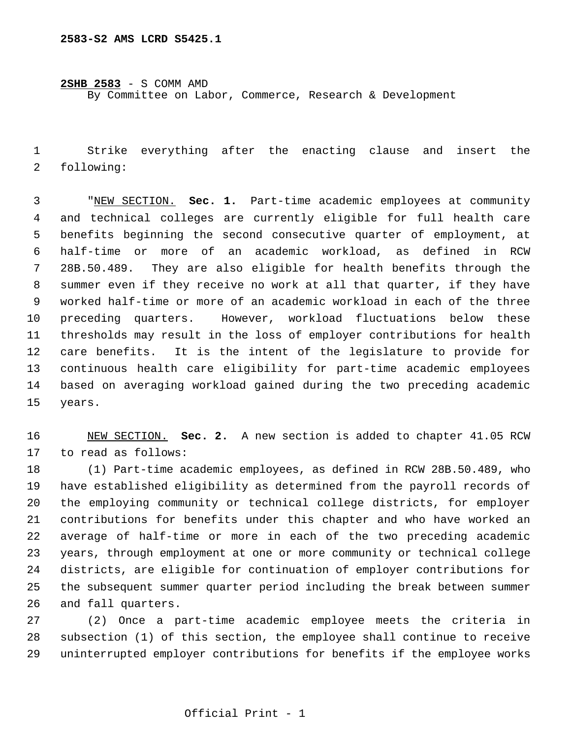**2583-S2 AMS LCRD S5425.1**

**2SHB 2583** - S COMM AMD
By Committee on Labor, Commerce, Research & Development

Strike everything after the enacting clause and insert the following:

"NEW SECTION. **Sec. 1.** Part-time academic employees at community and technical colleges are currently eligible for full health care benefits beginning the second consecutive quarter of employment, at half-time or more of an academic workload, as defined in RCW 28B.50.489. They are also eligible for health benefits through the summer even if they receive no work at all that quarter, if they have worked half-time or more of an academic workload in each of the three preceding quarters. However, workload fluctuations below these thresholds may result in the loss of employer contributions for health care benefits. It is the intent of the legislature to provide for continuous health care eligibility for part-time academic employees based on averaging workload gained during the two preceding academic years.

NEW SECTION. **Sec. 2.** A new section is added to chapter 41.05 RCW to read as follows:

(1) Part-time academic employees, as defined in RCW 28B.50.489, who have established eligibility as determined from the payroll records of the employing community or technical college districts, for employer contributions for benefits under this chapter and who have worked an average of half-time or more in each of the two preceding academic years, through employment at one or more community or technical college districts, are eligible for continuation of employer contributions for the subsequent summer quarter period including the break between summer and fall quarters.

(2) Once a part-time academic employee meets the criteria in subsection (1) of this section, the employee shall continue to receive uninterrupted employer contributions for benefits if the employee works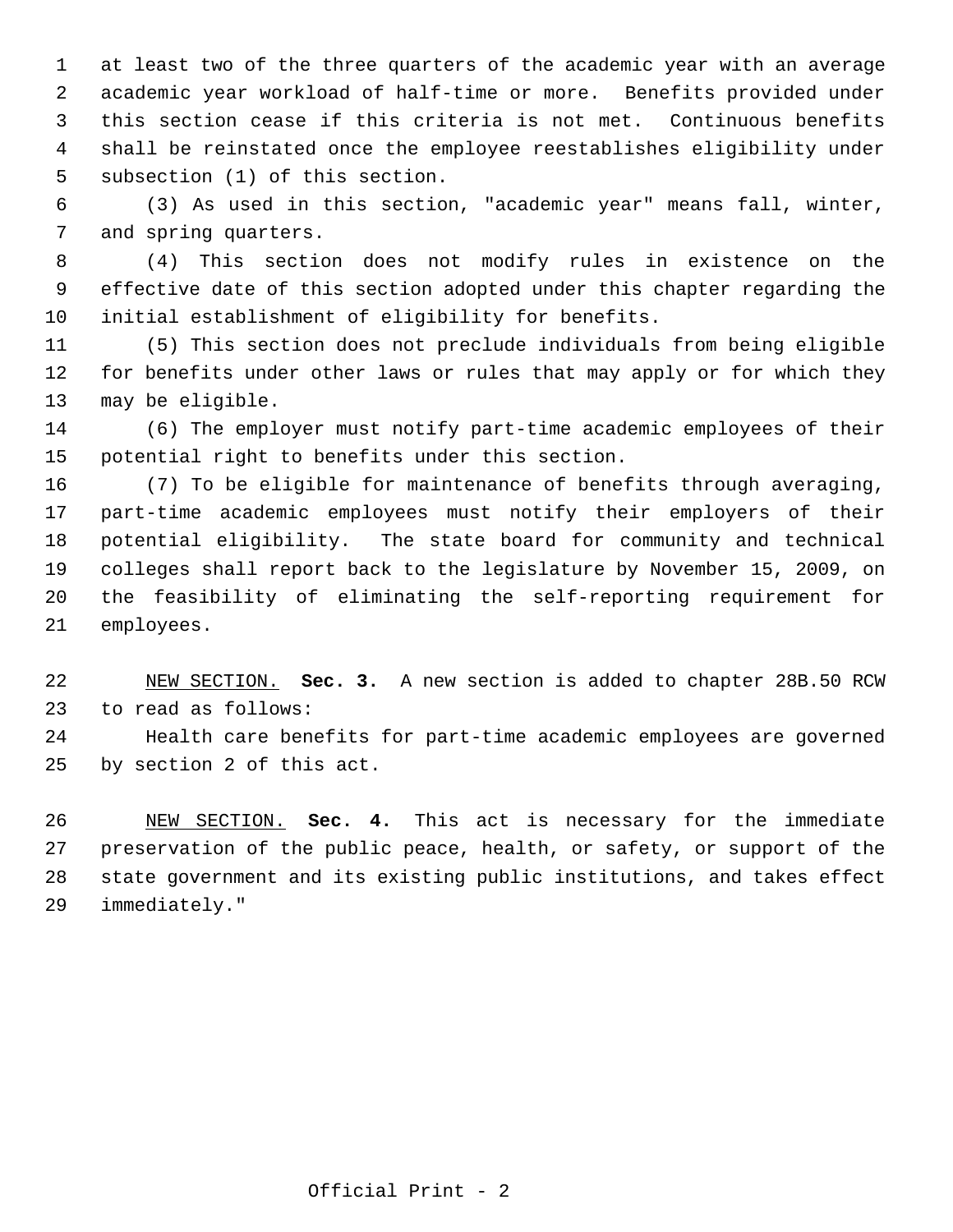at least two of the three quarters of the academic year with an average academic year workload of half-time or more. Benefits provided under this section cease if this criteria is not met. Continuous benefits shall be reinstated once the employee reestablishes eligibility under subsection (1) of this section.

(3) As used in this section, "academic year" means fall, winter, and spring quarters.

(4) This section does not modify rules in existence on the effective date of this section adopted under this chapter regarding the initial establishment of eligibility for benefits.

(5) This section does not preclude individuals from being eligible for benefits under other laws or rules that may apply or for which they may be eligible.

(6) The employer must notify part-time academic employees of their potential right to benefits under this section.

(7) To be eligible for maintenance of benefits through averaging, part-time academic employees must notify their employers of their potential eligibility. The state board for community and technical colleges shall report back to the legislature by November 15, 2009, on the feasibility of eliminating the self-reporting requirement for employees.

NEW SECTION. **Sec. 3.** A new section is added to chapter 28B.50 RCW to read as follows:

Health care benefits for part-time academic employees are governed by section 2 of this act.

NEW SECTION. **Sec. 4.** This act is necessary for the immediate preservation of the public peace, health, or safety, or support of the state government and its existing public institutions, and takes effect immediately."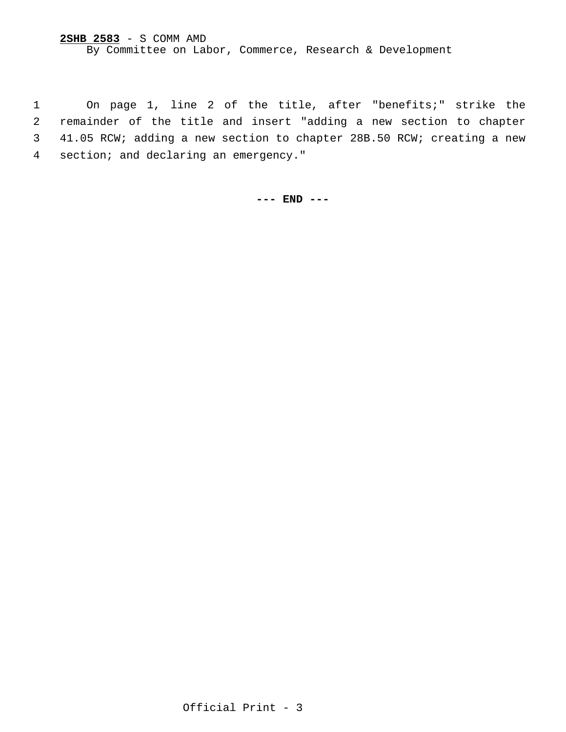**2SHB 2583** - S COMM AMD
By Committee on Labor, Commerce, Research & Development

On page 1, line 2 of the title, after "benefits;" strike the remainder of the title and insert "adding a new section to chapter 41.05 RCW; adding a new section to chapter 28B.50 RCW; creating a new section; and declaring an emergency."

**--- END ---**